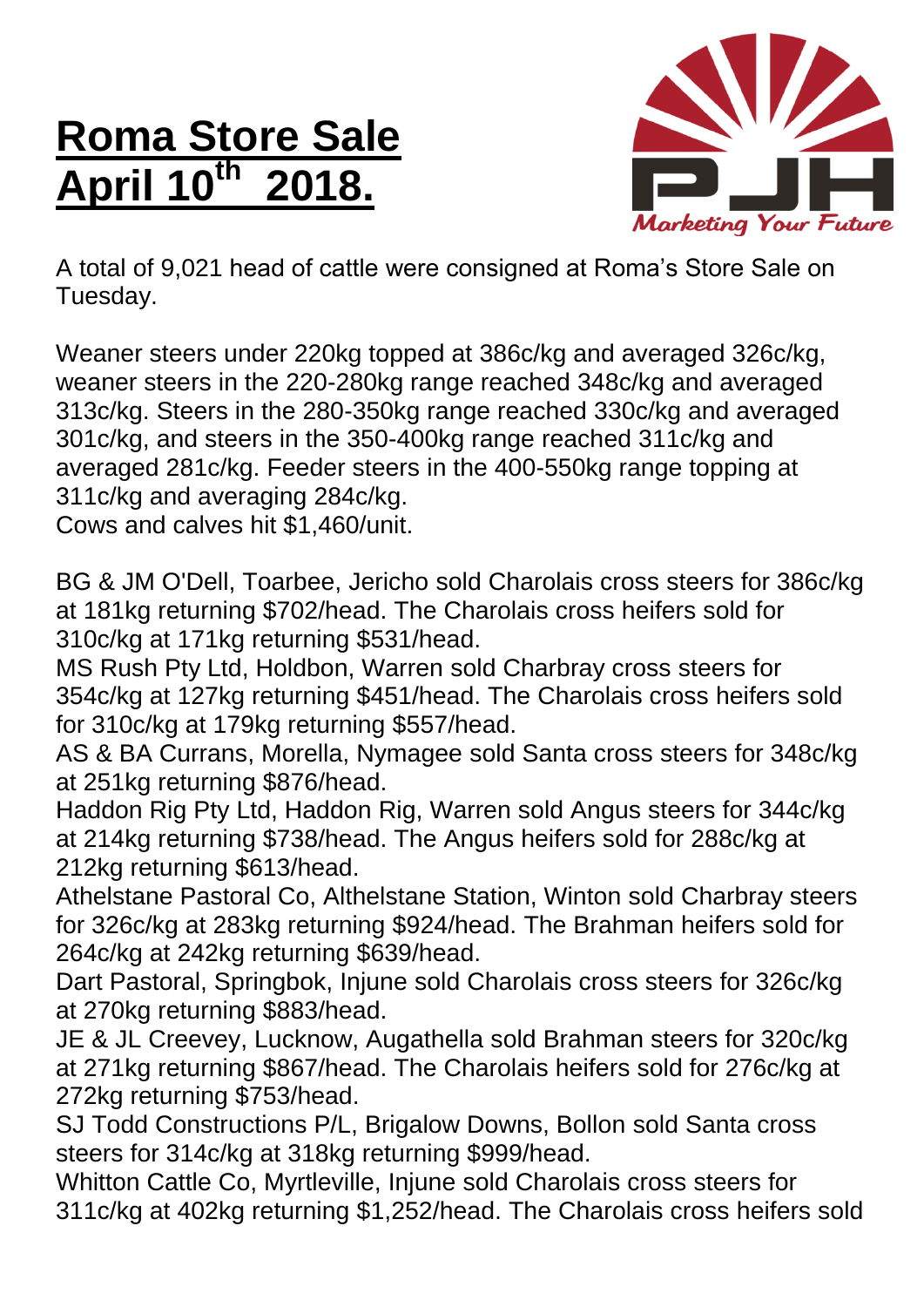# Roma Store Sale April 10th 2018.

A total of 9,021 head of cattle were consigned at Roma's Store Sale on Tuesday.

Weaner steers under 220kg topped at 386c/kg and averaged 326c/kg, weaner steers in the 220-280kg range reached 348c/kg and averaged 313c/kg. Steers in the 280-350kg range reached 330c/kg and averaged 301c/kg, and steers in the 350-400kg range reached 311c/kg and averaged 281c/kg. Feeder steers in the 400-550kg range topping at 311c/kg and averaging 284c/kg.
Cows and calves hit $1,460/unit.

BG & JM O'Dell, Toarbee, Jericho sold Charolais cross steers for 386c/kg at 181kg returning $702/head. The Charolais cross heifers sold for 310c/kg at 171kg returning $531/head.
MS Rush Pty Ltd, Holdbon, Warren sold Charbray cross steers for 354c/kg at 127kg returning $451/head. The Charolais cross heifers sold for 310c/kg at 179kg returning $557/head.
AS & BA Currans, Morella, Nymagee sold Santa cross steers for 348c/kg at 251kg returning $876/head.
Haddon Rig Pty Ltd, Haddon Rig, Warren sold Angus steers for 344c/kg at 214kg returning $738/head. The Angus heifers sold for 288c/kg at 212kg returning $613/head.
Athelstane Pastoral Co, Althelstane Station, Winton sold Charbray steers for 326c/kg at 283kg returning $924/head. The Brahman heifers sold for 264c/kg at 242kg returning $639/head.
Dart Pastoral, Springbok, Injune sold Charolais cross steers for 326c/kg at 270kg returning $883/head.
JE & JL Creevey, Lucknow, Augathella sold Brahman steers for 320c/kg at 271kg returning $867/head. The Charolais heifers sold for 276c/kg at 272kg returning $753/head.
SJ Todd Constructions P/L, Brigalow Downs, Bollon sold Santa cross steers for 314c/kg at 318kg returning $999/head.
Whitton Cattle Co, Myrtleville, Injune sold Charolais cross steers for 311c/kg at 402kg returning $1,252/head. The Charolais cross heifers sold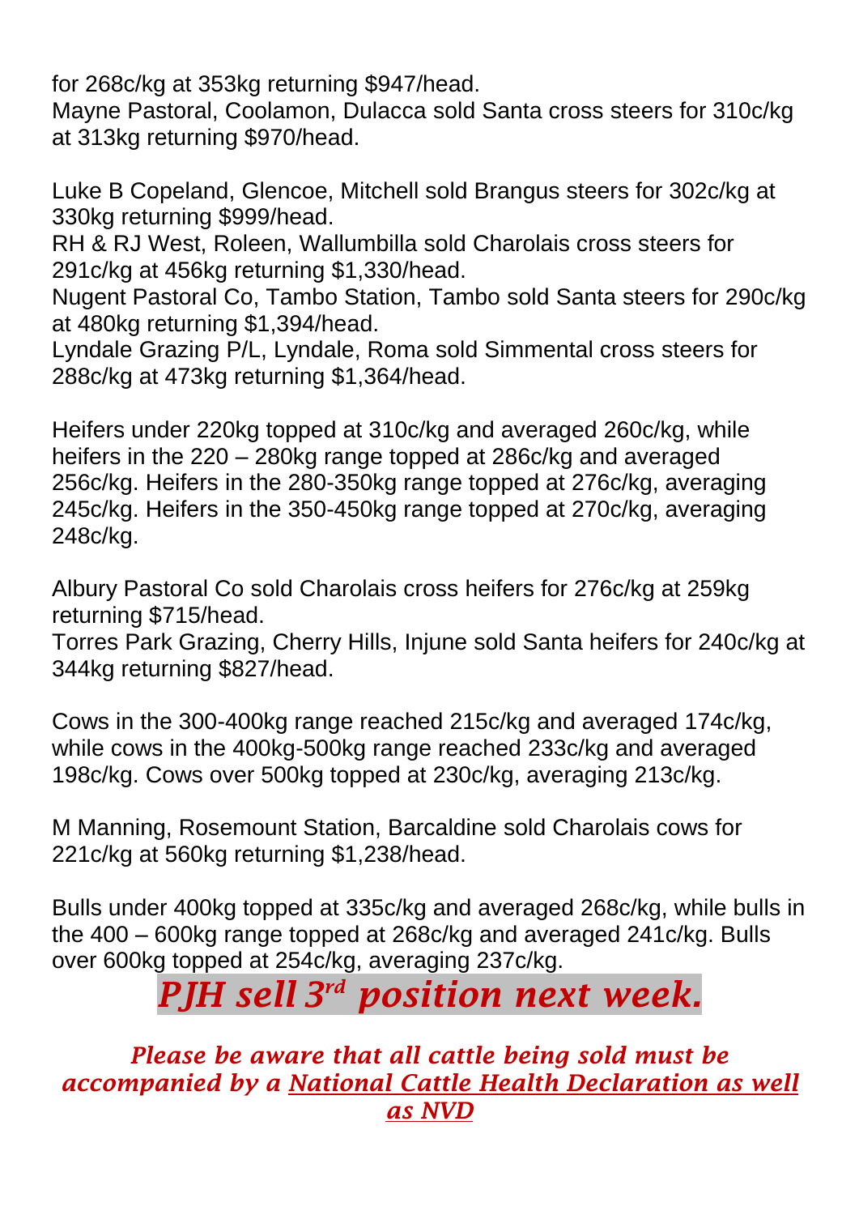for 268c/kg at 353kg returning $947/head.
Mayne Pastoral, Coolamon, Dulacca sold Santa cross steers for 310c/kg at 313kg returning $970/head.

Luke B Copeland, Glencoe, Mitchell sold Brangus steers for 302c/kg at 330kg returning $999/head.
RH & RJ West, Roleen, Wallumbilla sold Charolais cross steers for 291c/kg at 456kg returning $1,330/head.
Nugent Pastoral Co, Tambo Station, Tambo sold Santa steers for 290c/kg at 480kg returning $1,394/head.
Lyndale Grazing P/L, Lyndale, Roma sold Simmental cross steers for 288c/kg at 473kg returning $1,364/head.

Heifers under 220kg topped at 310c/kg and averaged 260c/kg, while heifers in the 220 – 280kg range topped at 286c/kg and averaged 256c/kg. Heifers in the 280-350kg range topped at 276c/kg, averaging 245c/kg. Heifers in the 350-450kg range topped at 270c/kg, averaging 248c/kg.

Albury Pastoral Co sold Charolais cross heifers for 276c/kg at 259kg returning $715/head.
Torres Park Grazing, Cherry Hills, Injune sold Santa heifers for 240c/kg at 344kg returning $827/head.

Cows in the 300-400kg range reached 215c/kg and averaged 174c/kg, while cows in the 400kg-500kg range reached 233c/kg and averaged 198c/kg. Cows over 500kg topped at 230c/kg, averaging 213c/kg.

M Manning, Rosemount Station, Barcaldine sold Charolais cows for 221c/kg at 560kg returning $1,238/head.

Bulls under 400kg topped at 335c/kg and averaged 268c/kg, while bulls in the 400 – 600kg range topped at 268c/kg and averaged 241c/kg. Bulls over 600kg topped at 254c/kg, averaging 237c/kg.

# *PJH sell 3rd position next week.*

***Please be aware that all cattle being sold must be accompanied by a National Cattle Health Declaration as well as NVD***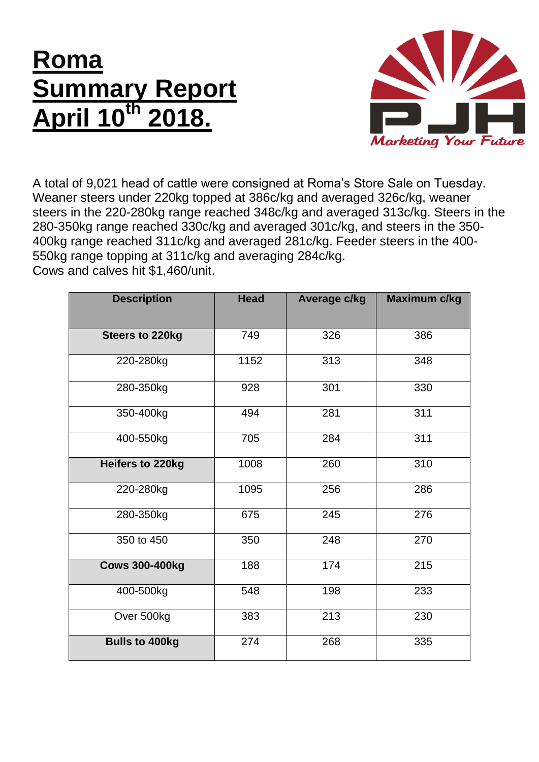# Roma Summary Report April 10th 2018.

PJH
*Marketing Your Future*

A total of 9,021 head of cattle were consigned at Roma's Store Sale on Tuesday. Weaner steers under 220kg topped at 386c/kg and averaged 326c/kg, weaner steers in the 220-280kg range reached 348c/kg and averaged 313c/kg. Steers in the 280-350kg range reached 330c/kg and averaged 301c/kg, and steers in the 350-400kg range reached 311c/kg and averaged 281c/kg. Feeder steers in the 400-550kg range topping at 311c/kg and averaging 284c/kg.
Cows and calves hit $1,460/unit.

| Description | Head | Average c/kg | Maximum c/kg |
|---|---|---|---|
| **Steers to 220kg** | 749 | 326 | 386 |
| 220-280kg | 1152 | 313 | 348 |
| 280-350kg | 928 | 301 | 330 |
| 350-400kg | 494 | 281 | 311 |
| 400-550kg | 705 | 284 | 311 |
| **Heifers to 220kg** | 1008 | 260 | 310 |
| 220-280kg | 1095 | 256 | 286 |
| 280-350kg | 675 | 245 | 276 |
| 350 to 450 | 350 | 248 | 270 |
| **Cows 300-400kg** | 188 | 174 | 215 |
| 400-500kg | 548 | 198 | 233 |
| Over 500kg | 383 | 213 | 230 |
| **Bulls to 400kg** | 274 | 268 | 335 |